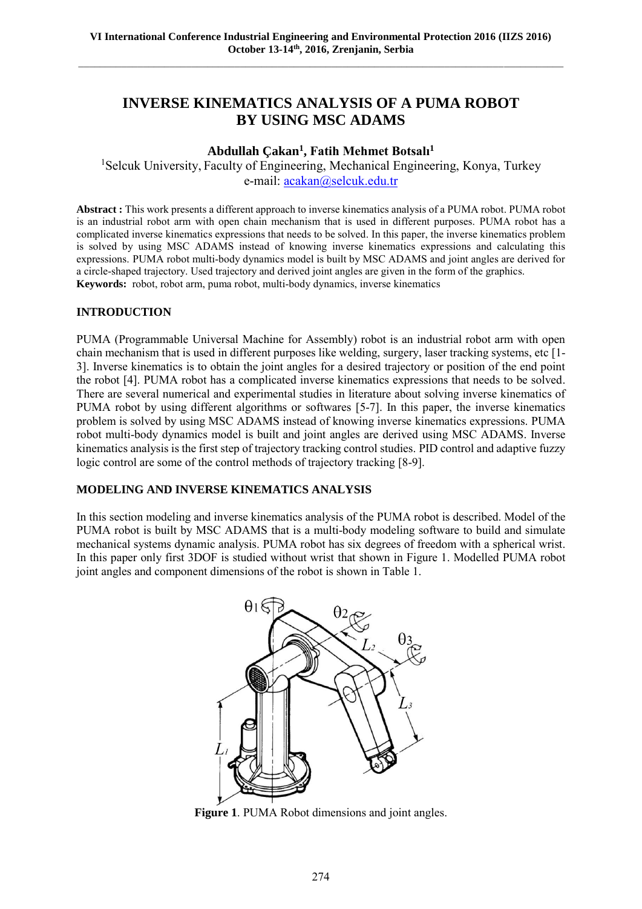# INVERSE KINEMATICS ANALYSIS OF A PUMA ROBOT BY USING MSC ADAMS

**Abdullah Çakan[1], Fatih Mehmet Botsalı[1]**

[1]Selcuk University, Faculty of Engineering, Mechanical Engineering, Konya, Turkey
e-mail: acakan@selcuk.edu.tr

**Abstract :** This work presents a different approach to inverse kinematics analysis of a PUMA robot. PUMA robot is an industrial robot arm with open chain mechanism that is used in different purposes. PUMA robot has a complicated inverse kinematics expressions that needs to be solved. In this paper, the inverse kinematics problem is solved by using MSC ADAMS instead of knowing inverse kinematics expressions and calculating this expressions. PUMA robot multi-body dynamics model is built by MSC ADAMS and joint angles are derived for a circle-shaped trajectory. Used trajectory and derived joint angles are given in the form of the graphics.
**Keywords:** robot, robot arm, puma robot, multi-body dynamics, inverse kinematics

## INTRODUCTION

PUMA (Programmable Universal Machine for Assembly) robot is an industrial robot arm with open chain mechanism that is used in different purposes like welding, surgery, laser tracking systems, etc [1-3]. Inverse kinematics is to obtain the joint angles for a desired trajectory or position of the end point the robot [4]. PUMA robot has a complicated inverse kinematics expressions that needs to be solved. There are several numerical and experimental studies in literature about solving inverse kinematics of PUMA robot by using different algorithms or softwares [5-7]. In this paper, the inverse kinematics problem is solved by using MSC ADAMS instead of knowing inverse kinematics expressions. PUMA robot multi-body dynamics model is built and joint angles are derived using MSC ADAMS. Inverse kinematics analysis is the first step of trajectory tracking control studies. PID control and adaptive fuzzy logic control are some of the control methods of trajectory tracking [8-9].

## MODELING AND INVERSE KINEMATICS ANALYSIS

In this section modeling and inverse kinematics analysis of the PUMA robot is described. Model of the PUMA robot is built by MSC ADAMS that is a multi-body modeling software to build and simulate mechanical systems dynamic analysis. PUMA robot has six degrees of freedom with a spherical wrist. In this paper only first 3DOF is studied without wrist that shown in Figure 1. Modelled PUMA robot joint angles and component dimensions of the robot is shown in Table 1.

**Figure 1**. PUMA Robot dimensions and joint angles.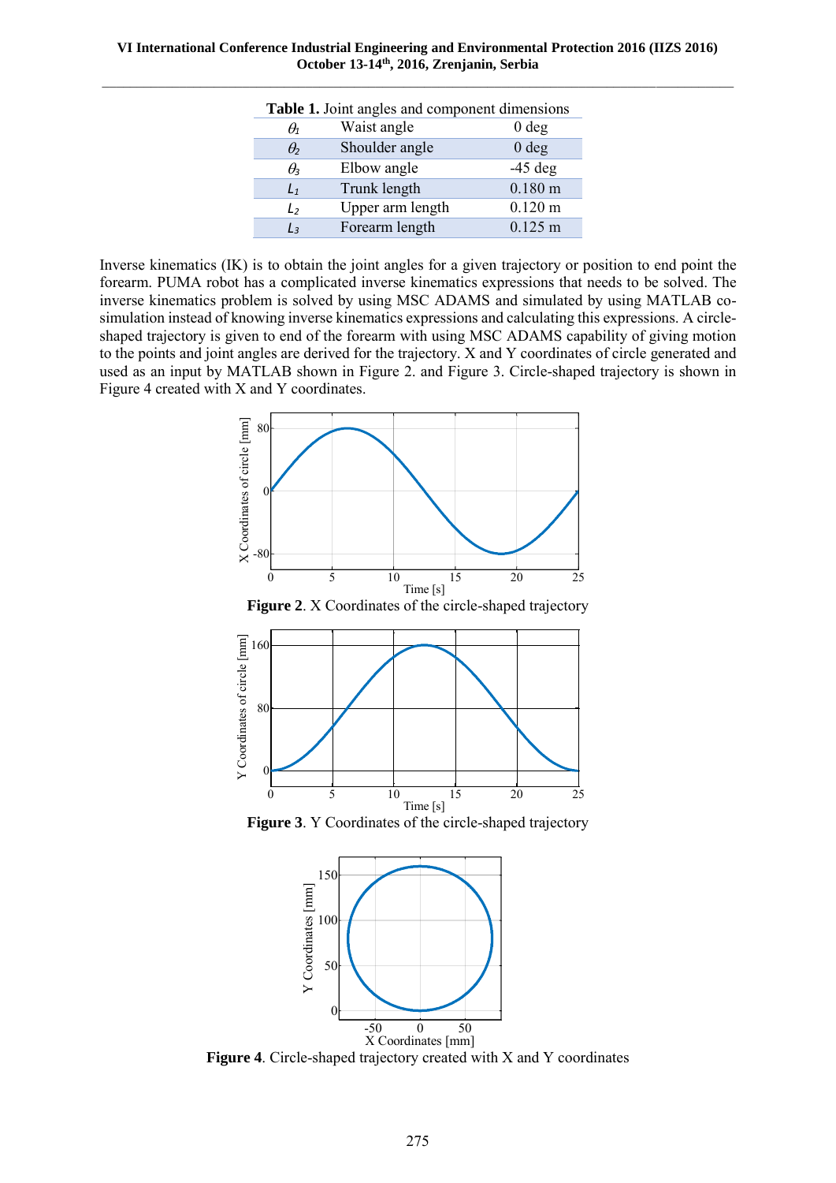**Table 1.** Joint angles and component dimensions

| | | |
|---|---|---|
| $\theta_1$ | Waist angle | 0 deg |
| $\theta_2$ | Shoulder angle | 0 deg |
| $\theta_3$ | Elbow angle | -45 deg |
| $L_1$ | Trunk length | 0.180 m |
| $L_2$ | Upper arm length | 0.120 m |
| $L_3$ | Forearm length | 0.125 m |

Inverse kinematics (IK) is to obtain the joint angles for a given trajectory or position to end point the forearm. PUMA robot has a complicated inverse kinematics expressions that needs to be solved. The inverse kinematics problem is solved by using MSC ADAMS and simulated by using MATLAB co-simulation instead of knowing inverse kinematics expressions and calculating this expressions. A circle-shaped trajectory is given to end of the forearm with using MSC ADAMS capability of giving motion to the points and joint angles are derived for the trajectory. X and Y coordinates of circle generated and used as an input by MATLAB shown in Figure 2. and Figure 3. Circle-shaped trajectory is shown in Figure 4 created with X and Y coordinates.

**Figure 2**. X Coordinates of the circle-shaped trajectory

**Figure 3**. Y Coordinates of the circle-shaped trajectory

**Figure 4**. Circle-shaped trajectory created with X and Y coordinates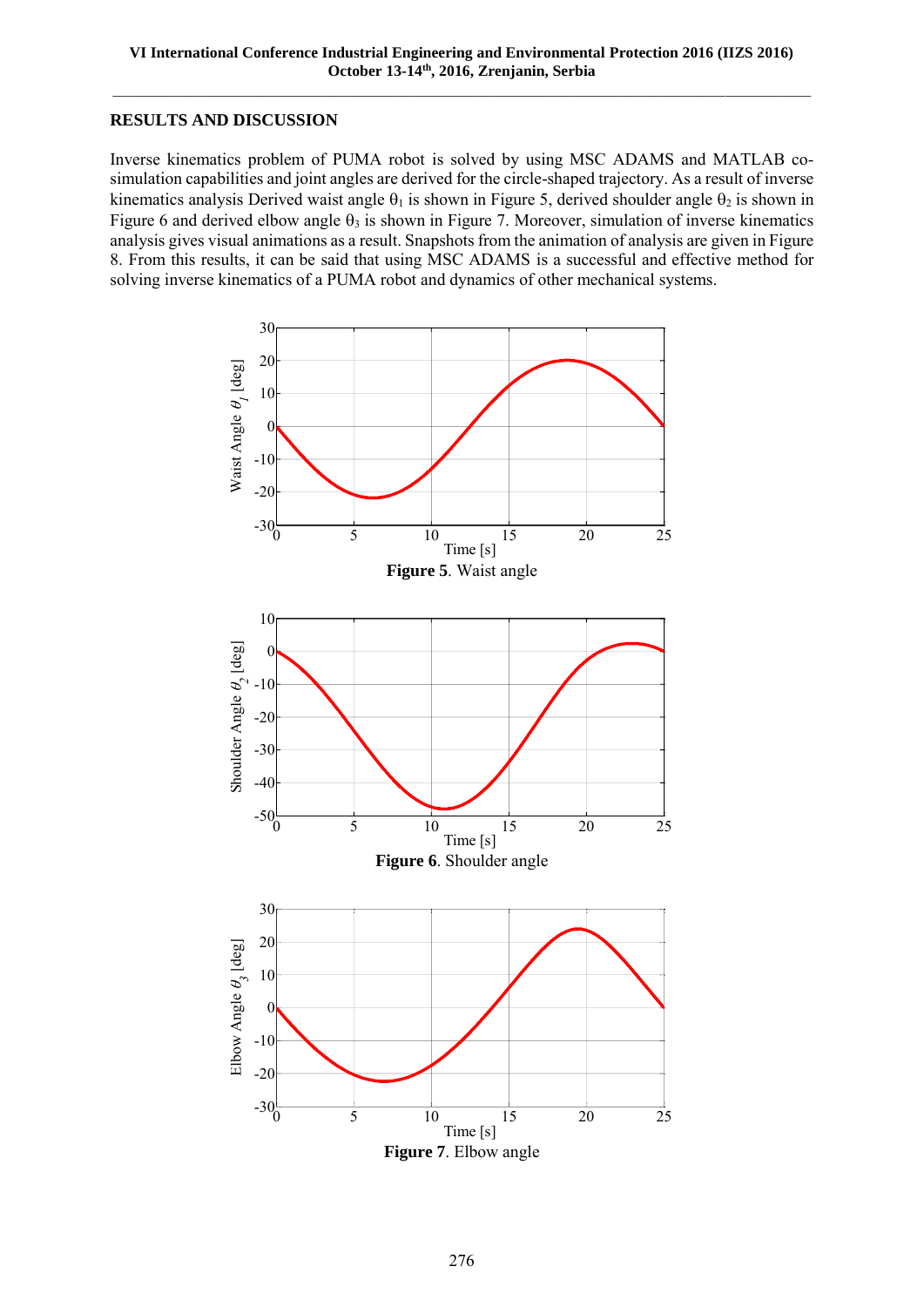## RESULTS AND DISCUSSION

Inverse kinematics problem of PUMA robot is solved by using MSC ADAMS and MATLAB co-simulation capabilities and joint angles are derived for the circle-shaped trajectory. As a result of inverse kinematics analysis Derived waist angle $\theta_1$ is shown in Figure 5, derived shoulder angle $\theta_2$ is shown in Figure 6 and derived elbow angle $\theta_3$ is shown in Figure 7. Moreover, simulation of inverse kinematics analysis gives visual animations as a result. Snapshots from the animation of analysis are given in Figure 8. From this results, it can be said that using MSC ADAMS is a successful and effective method for solving inverse kinematics of a PUMA robot and dynamics of other mechanical systems.

**Figure 5**. Waist angle

**Figure 6**. Shoulder angle

**Figure 7**. Elbow angle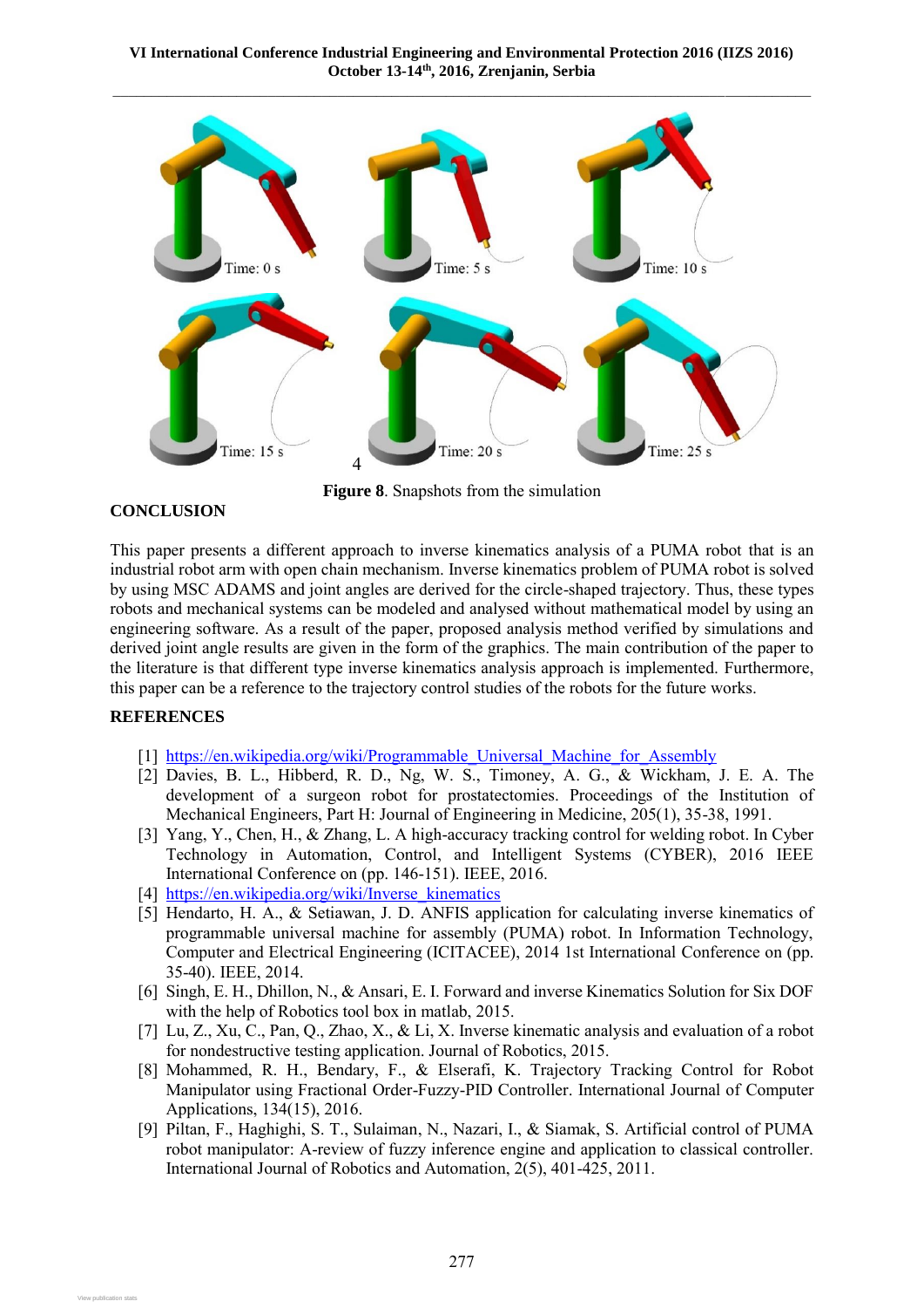Time: 0 s

Time: 5 s

Time: 10 s

Time: 15 s

Time: 20 s

Time: 25 s

4

**Figure 8**. Snapshots from the simulation

## CONCLUSION

This paper presents a different approach to inverse kinematics analysis of a PUMA robot that is an industrial robot arm with open chain mechanism. Inverse kinematics problem of PUMA robot is solved by using MSC ADAMS and joint angles are derived for the circle-shaped trajectory. Thus, these types robots and mechanical systems can be modeled and analysed without mathematical model by using an engineering software. As a result of the paper, proposed analysis method verified by simulations and derived joint angle results are given in the form of the graphics. The main contribution of the paper to the literature is that different type inverse kinematics analysis approach is implemented. Furthermore, this paper can be a reference to the trajectory control studies of the robots for the future works.

## REFERENCES

[1] https://en.wikipedia.org/wiki/Programmable_Universal_Machine_for_Assembly

[2] Davies, B. L., Hibberd, R. D., Ng, W. S., Timoney, A. G., & Wickham, J. E. A. The development of a surgeon robot for prostatectomies. Proceedings of the Institution of Mechanical Engineers, Part H: Journal of Engineering in Medicine, 205(1), 35-38, 1991.

[3] Yang, Y., Chen, H., & Zhang, L. A high-accuracy tracking control for welding robot. In Cyber Technology in Automation, Control, and Intelligent Systems (CYBER), 2016 IEEE International Conference on (pp. 146-151). IEEE, 2016.

[4] https://en.wikipedia.org/wiki/Inverse_kinematics

[5] Hendarto, H. A., & Setiawan, J. D. ANFIS application for calculating inverse kinematics of programmable universal machine for assembly (PUMA) robot. In Information Technology, Computer and Electrical Engineering (ICITACEE), 2014 1st International Conference on (pp. 35-40). IEEE, 2014.

[6] Singh, E. H., Dhillon, N., & Ansari, E. I. Forward and inverse Kinematics Solution for Six DOF with the help of Robotics tool box in matlab, 2015.

[7] Lu, Z., Xu, C., Pan, Q., Zhao, X., & Li, X. Inverse kinematic analysis and evaluation of a robot for nondestructive testing application. Journal of Robotics, 2015.

[8] Mohammed, R. H., Bendary, F., & Elserafi, K. Trajectory Tracking Control for Robot Manipulator using Fractional Order-Fuzzy-PID Controller. International Journal of Computer Applications, 134(15), 2016.

[9] Piltan, F., Haghighi, S. T., Sulaiman, N., Nazari, I., & Siamak, S. Artificial control of PUMA robot manipulator: A-review of fuzzy inference engine and application to classical controller. International Journal of Robotics and Automation, 2(5), 401-425, 2011.